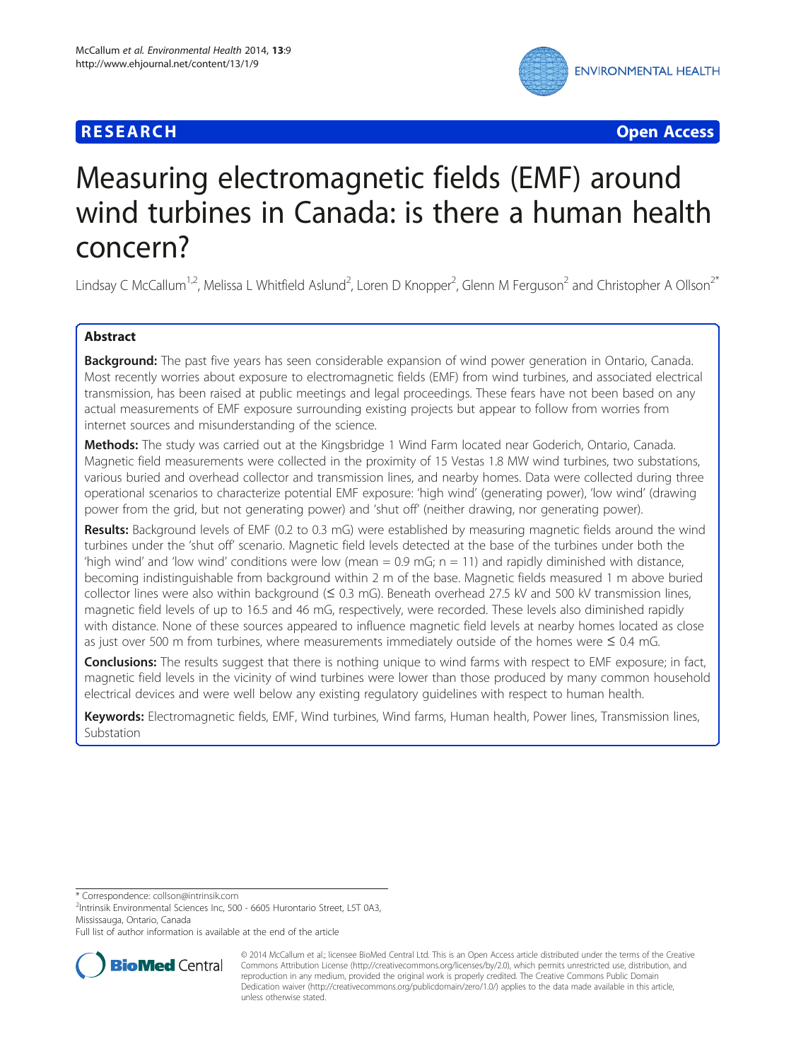**RESEARCH** **Open Access**

# Measuring electromagnetic fields (EMF) around wind turbines in Canada: is there a human health concern?

Lindsay C McCallum[1,2], Melissa L Whitfield Aslund[2], Loren D Knopper[2], Glenn M Ferguson[2] and Christopher A Ollson[2*]

## Abstract

**Background:** The past five years has seen considerable expansion of wind power generation in Ontario, Canada. Most recently worries about exposure to electromagnetic fields (EMF) from wind turbines, and associated electrical transmission, has been raised at public meetings and legal proceedings. These fears have not been based on any actual measurements of EMF exposure surrounding existing projects but appear to follow from worries from internet sources and misunderstanding of the science.

**Methods:** The study was carried out at the Kingsbridge 1 Wind Farm located near Goderich, Ontario, Canada. Magnetic field measurements were collected in the proximity of 15 Vestas 1.8 MW wind turbines, two substations, various buried and overhead collector and transmission lines, and nearby homes. Data were collected during three operational scenarios to characterize potential EMF exposure: 'high wind' (generating power), 'low wind' (drawing power from the grid, but not generating power) and 'shut off' (neither drawing, nor generating power).

**Results:** Background levels of EMF (0.2 to 0.3 mG) were established by measuring magnetic fields around the wind turbines under the 'shut off' scenario. Magnetic field levels detected at the base of the turbines under both the 'high wind' and 'low wind' conditions were low (mean = 0.9 mG; n = 11) and rapidly diminished with distance, becoming indistinguishable from background within 2 m of the base. Magnetic fields measured 1 m above buried collector lines were also within background (≤ 0.3 mG). Beneath overhead 27.5 kV and 500 kV transmission lines, magnetic field levels of up to 16.5 and 46 mG, respectively, were recorded. These levels also diminished rapidly with distance. None of these sources appeared to influence magnetic field levels at nearby homes located as close as just over 500 m from turbines, where measurements immediately outside of the homes were ≤ 0.4 mG.

**Conclusions:** The results suggest that there is nothing unique to wind farms with respect to EMF exposure; in fact, magnetic field levels in the vicinity of wind turbines were lower than those produced by many common household electrical devices and were well below any existing regulatory guidelines with respect to human health.

**Keywords:** Electromagnetic fields, EMF, Wind turbines, Wind farms, Human health, Power lines, Transmission lines, Substation

---

\* Correspondence: collson@intrinsik.com
[2]Intrinsik Environmental Sciences Inc, 500 - 6605 Hurontario Street, L5T 0A3, Mississauga, Ontario, Canada
Full list of author information is available at the end of the article

© 2014 McCallum et al.; licensee BioMed Central Ltd. This is an Open Access article distributed under the terms of the Creative Commons Attribution License (http://creativecommons.org/licenses/by/2.0), which permits unrestricted use, distribution, and reproduction in any medium, provided the original work is properly credited. The Creative Commons Public Domain Dedication waiver (http://creativecommons.org/publicdomain/zero/1.0/) applies to the data made available in this article, unless otherwise stated.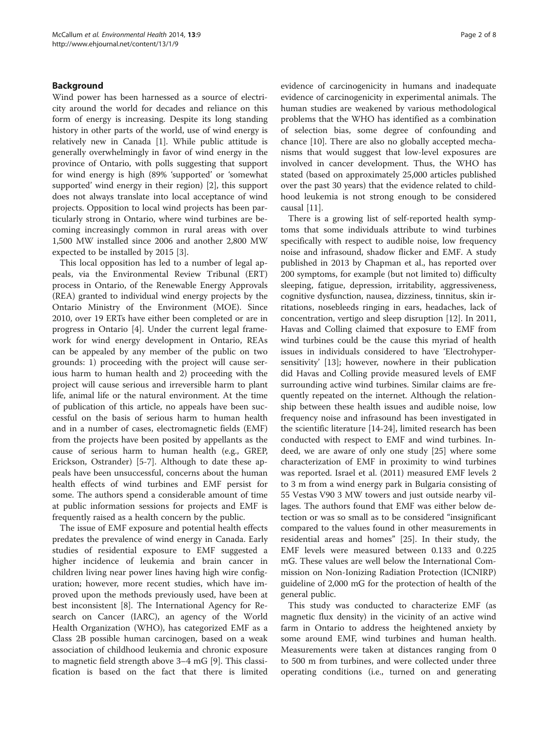## Background

Wind power has been harnessed as a source of electricity around the world for decades and reliance on this form of energy is increasing. Despite its long standing history in other parts of the world, use of wind energy is relatively new in Canada [1]. While public attitude is generally overwhelmingly in favor of wind energy in the province of Ontario, with polls suggesting that support for wind energy is high (89% 'supported' or 'somewhat supported' wind energy in their region) [2], this support does not always translate into local acceptance of wind projects. Opposition to local wind projects has been particularly strong in Ontario, where wind turbines are becoming increasingly common in rural areas with over 1,500 MW installed since 2006 and another 2,800 MW expected to be installed by 2015 [3].

This local opposition has led to a number of legal appeals, via the Environmental Review Tribunal (ERT) process in Ontario, of the Renewable Energy Approvals (REA) granted to individual wind energy projects by the Ontario Ministry of the Environment (MOE). Since 2010, over 19 ERTs have either been completed or are in progress in Ontario [4]. Under the current legal framework for wind energy development in Ontario, REAs can be appealed by any member of the public on two grounds: 1) proceeding with the project will cause serious harm to human health and 2) proceeding with the project will cause serious and irreversible harm to plant life, animal life or the natural environment. At the time of publication of this article, no appeals have been successful on the basis of serious harm to human health and in a number of cases, electromagnetic fields (EMF) from the projects have been posited by appellants as the cause of serious harm to human health (e.g., GREP, Erickson, Ostrander) [5-7]. Although to date these appeals have been unsuccessful, concerns about the human health effects of wind turbines and EMF persist for some. The authors spend a considerable amount of time at public information sessions for projects and EMF is frequently raised as a health concern by the public.

The issue of EMF exposure and potential health effects predates the prevalence of wind energy in Canada. Early studies of residential exposure to EMF suggested a higher incidence of leukemia and brain cancer in children living near power lines having high wire configuration; however, more recent studies, which have improved upon the methods previously used, have been at best inconsistent [8]. The International Agency for Research on Cancer (IARC), an agency of the World Health Organization (WHO), has categorized EMF as a Class 2B possible human carcinogen, based on a weak association of childhood leukemia and chronic exposure to magnetic field strength above 3–4 mG [9]. This classification is based on the fact that there is limited evidence of carcinogenicity in humans and inadequate evidence of carcinogenicity in experimental animals. The human studies are weakened by various methodological problems that the WHO has identified as a combination of selection bias, some degree of confounding and chance [10]. There are also no globally accepted mechanisms that would suggest that low-level exposures are involved in cancer development. Thus, the WHO has stated (based on approximately 25,000 articles published over the past 30 years) that the evidence related to childhood leukemia is not strong enough to be considered causal [11].

There is a growing list of self-reported health symptoms that some individuals attribute to wind turbines specifically with respect to audible noise, low frequency noise and infrasound, shadow flicker and EMF. A study published in 2013 by Chapman et al., has reported over 200 symptoms, for example (but not limited to) difficulty sleeping, fatigue, depression, irritability, aggressiveness, cognitive dysfunction, nausea, dizziness, tinnitus, skin irritations, nosebleeds ringing in ears, headaches, lack of concentration, vertigo and sleep disruption [12]. In 2011, Havas and Colling claimed that exposure to EMF from wind turbines could be the cause this myriad of health issues in individuals considered to have 'Electrohypersensitivity' [13]; however, nowhere in their publication did Havas and Colling provide measured levels of EMF surrounding active wind turbines. Similar claims are frequently repeated on the internet. Although the relationship between these health issues and audible noise, low frequency noise and infrasound has been investigated in the scientific literature [14-24], limited research has been conducted with respect to EMF and wind turbines. Indeed, we are aware of only one study [25] where some characterization of EMF in proximity to wind turbines was reported. Israel et al. (2011) measured EMF levels 2 to 3 m from a wind energy park in Bulgaria consisting of 55 Vestas V90 3 MW towers and just outside nearby villages. The authors found that EMF was either below detection or was so small as to be considered "insignificant compared to the values found in other measurements in residential areas and homes" [25]. In their study, the EMF levels were measured between 0.133 and 0.225 mG. These values are well below the International Commission on Non-Ionizing Radiation Protection (ICNIRP) guideline of 2,000 mG for the protection of health of the general public.

This study was conducted to characterize EMF (as magnetic flux density) in the vicinity of an active wind farm in Ontario to address the heightened anxiety by some around EMF, wind turbines and human health. Measurements were taken at distances ranging from 0 to 500 m from turbines, and were collected under three operating conditions (i.e., turned on and generating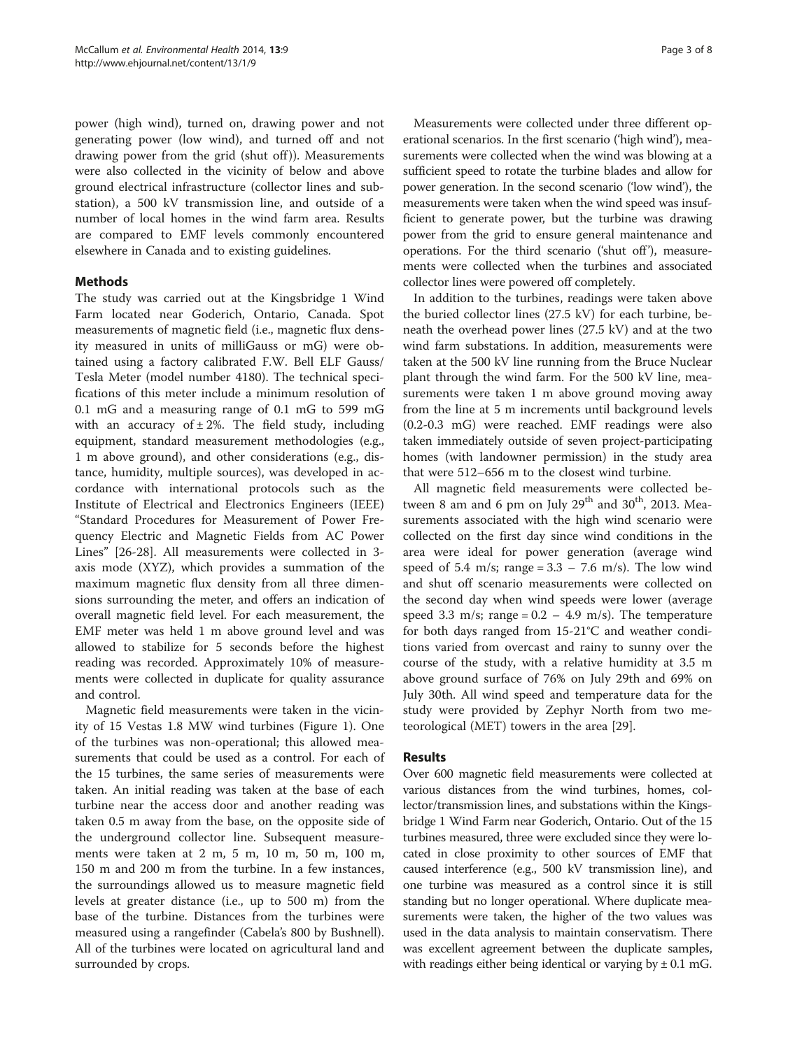power (high wind), turned on, drawing power and not generating power (low wind), and turned off and not drawing power from the grid (shut off)). Measurements were also collected in the vicinity of below and above ground electrical infrastructure (collector lines and substation), a 500 kV transmission line, and outside of a number of local homes in the wind farm area. Results are compared to EMF levels commonly encountered elsewhere in Canada and to existing guidelines.

## Methods

The study was carried out at the Kingsbridge 1 Wind Farm located near Goderich, Ontario, Canada. Spot measurements of magnetic field (i.e., magnetic flux density measured in units of milliGauss or mG) were obtained using a factory calibrated F.W. Bell ELF Gauss/Tesla Meter (model number 4180). The technical specifications of this meter include a minimum resolution of 0.1 mG and a measuring range of 0.1 mG to 599 mG with an accuracy of ± 2%. The field study, including equipment, standard measurement methodologies (e.g., 1 m above ground), and other considerations (e.g., distance, humidity, multiple sources), was developed in accordance with international protocols such as the Institute of Electrical and Electronics Engineers (IEEE) "Standard Procedures for Measurement of Power Frequency Electric and Magnetic Fields from AC Power Lines" [26-28]. All measurements were collected in 3-axis mode (XYZ), which provides a summation of the maximum magnetic flux density from all three dimensions surrounding the meter, and offers an indication of overall magnetic field level. For each measurement, the EMF meter was held 1 m above ground level and was allowed to stabilize for 5 seconds before the highest reading was recorded. Approximately 10% of measurements were collected in duplicate for quality assurance and control.

Magnetic field measurements were taken in the vicinity of 15 Vestas 1.8 MW wind turbines (Figure 1). One of the turbines was non-operational; this allowed measurements that could be used as a control. For each of the 15 turbines, the same series of measurements were taken. An initial reading was taken at the base of each turbine near the access door and another reading was taken 0.5 m away from the base, on the opposite side of the underground collector line. Subsequent measurements were taken at 2 m, 5 m, 10 m, 50 m, 100 m, 150 m and 200 m from the turbine. In a few instances, the surroundings allowed us to measure magnetic field levels at greater distance (i.e., up to 500 m) from the base of the turbine. Distances from the turbines were measured using a rangefinder (Cabela's 800 by Bushnell). All of the turbines were located on agricultural land and surrounded by crops.

Measurements were collected under three different operational scenarios. In the first scenario ('high wind'), measurements were collected when the wind was blowing at a sufficient speed to rotate the turbine blades and allow for power generation. In the second scenario ('low wind'), the measurements were taken when the wind speed was insufficient to generate power, but the turbine was drawing power from the grid to ensure general maintenance and operations. For the third scenario ('shut off'), measurements were collected when the turbines and associated collector lines were powered off completely.

In addition to the turbines, readings were taken above the buried collector lines (27.5 kV) for each turbine, beneath the overhead power lines (27.5 kV) and at the two wind farm substations. In addition, measurements were taken at the 500 kV line running from the Bruce Nuclear plant through the wind farm. For the 500 kV line, measurements were taken 1 m above ground moving away from the line at 5 m increments until background levels (0.2-0.3 mG) were reached. EMF readings were also taken immediately outside of seven project-participating homes (with landowner permission) in the study area that were 512–656 m to the closest wind turbine.

All magnetic field measurements were collected between 8 am and 6 pm on July 29th and 30th, 2013. Measurements associated with the high wind scenario were collected on the first day since wind conditions in the area were ideal for power generation (average wind speed of 5.4 m/s; range = 3.3 – 7.6 m/s). The low wind and shut off scenario measurements were collected on the second day when wind speeds were lower (average speed 3.3 m/s; range = 0.2 – 4.9 m/s). The temperature for both days ranged from 15-21°C and weather conditions varied from overcast and rainy to sunny over the course of the study, with a relative humidity at 3.5 m above ground surface of 76% on July 29th and 69% on July 30th. All wind speed and temperature data for the study were provided by Zephyr North from two meteorological (MET) towers in the area [29].

## Results

Over 600 magnetic field measurements were collected at various distances from the wind turbines, homes, collector/transmission lines, and substations within the Kingsbridge 1 Wind Farm near Goderich, Ontario. Out of the 15 turbines measured, three were excluded since they were located in close proximity to other sources of EMF that caused interference (e.g., 500 kV transmission line), and one turbine was measured as a control since it is still standing but no longer operational. Where duplicate measurements were taken, the higher of the two values was used in the data analysis to maintain conservatism. There was excellent agreement between the duplicate samples, with readings either being identical or varying by ± 0.1 mG.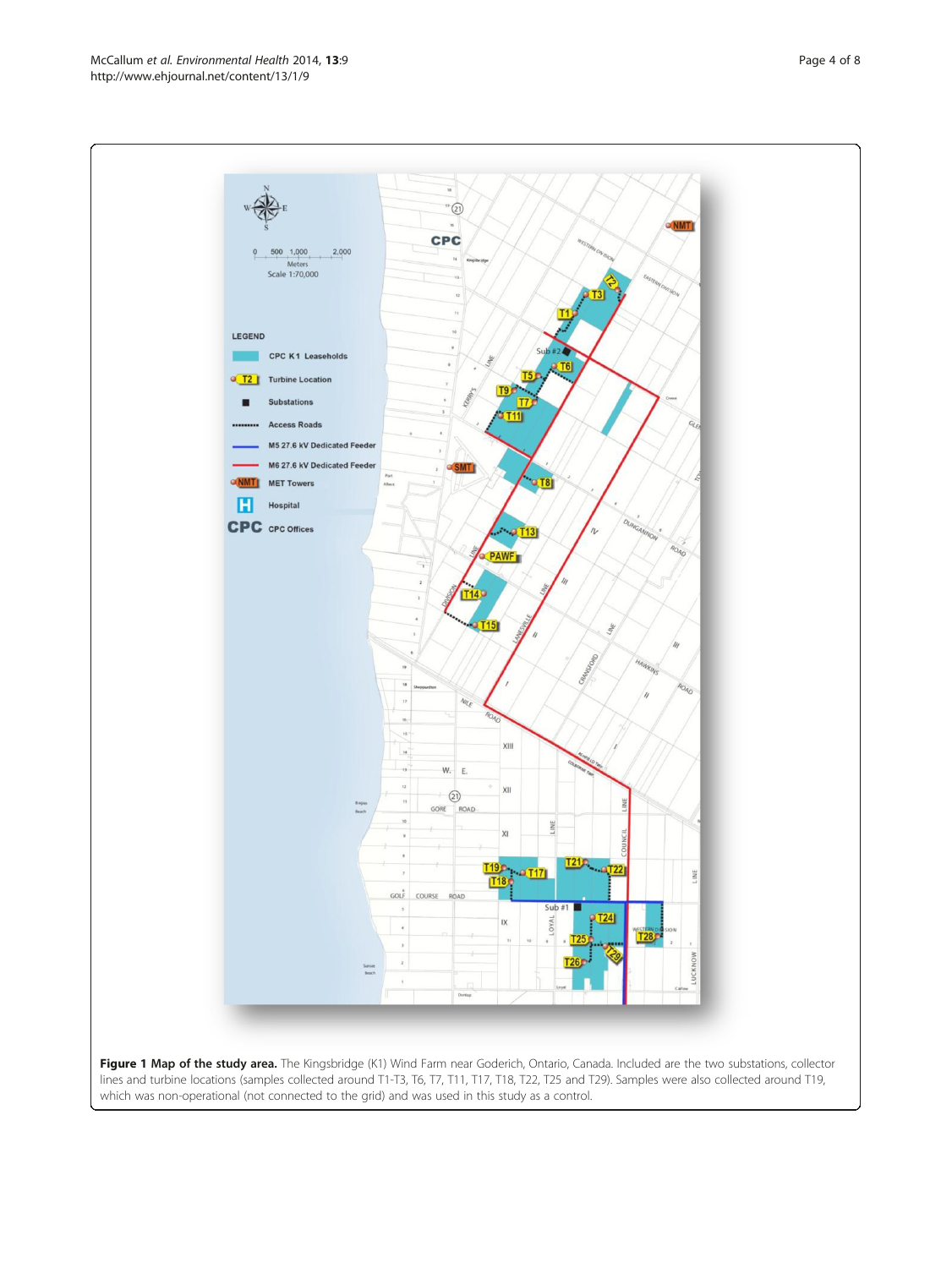**Figure 1 Map of the study area.** The Kingsbridge (K1) Wind Farm near Goderich, Ontario, Canada. Included are the two substations, collector lines and turbine locations (samples collected around T1-T3, T6, T7, T11, T17, T18, T22, T25 and T29). Samples were also collected around T19, which was non-operational (not connected to the grid) and was used in this study as a control.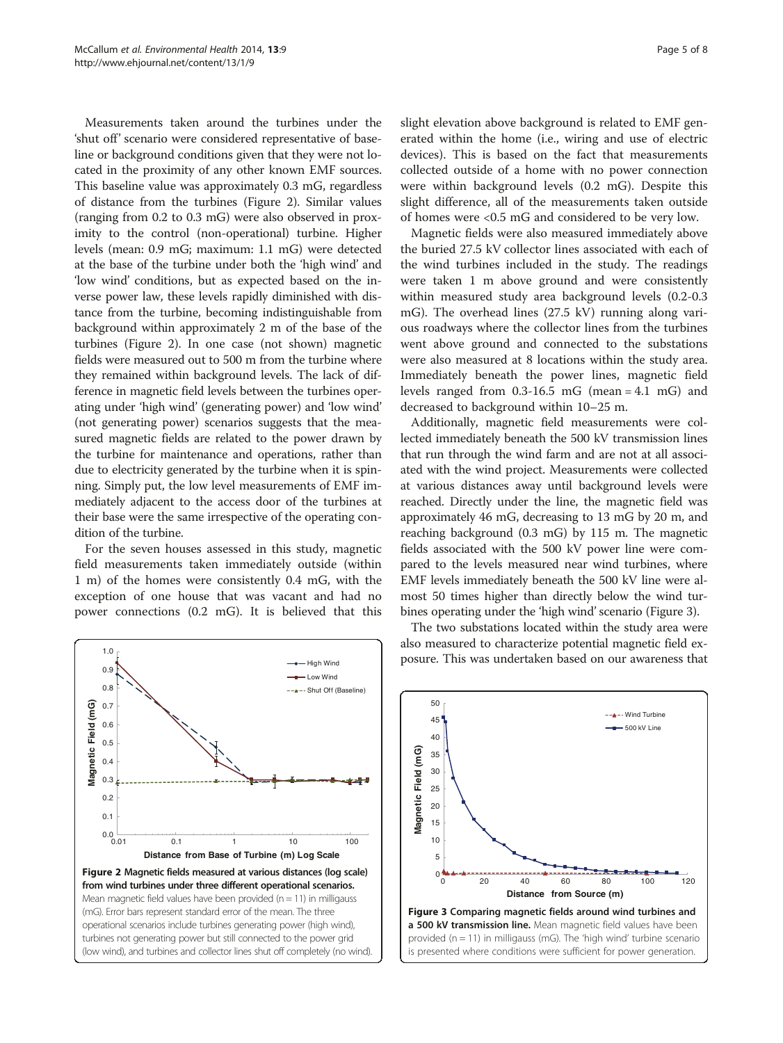Measurements taken around the turbines under the 'shut off' scenario were considered representative of baseline or background conditions given that they were not located in the proximity of any other known EMF sources. This baseline value was approximately 0.3 mG, regardless of distance from the turbines (Figure 2). Similar values (ranging from 0.2 to 0.3 mG) were also observed in proximity to the control (non-operational) turbine. Higher levels (mean: 0.9 mG; maximum: 1.1 mG) were detected at the base of the turbine under both the 'high wind' and 'low wind' conditions, but as expected based on the inverse power law, these levels rapidly diminished with distance from the turbine, becoming indistinguishable from background within approximately 2 m of the base of the turbines (Figure 2). In one case (not shown) magnetic fields were measured out to 500 m from the turbine where they remained within background levels. The lack of difference in magnetic field levels between the turbines operating under 'high wind' (generating power) and 'low wind' (not generating power) scenarios suggests that the measured magnetic fields are related to the power drawn by the turbine for maintenance and operations, rather than due to electricity generated by the turbine when it is spinning. Simply put, the low level measurements of EMF immediately adjacent to the access door of the turbines at their base were the same irrespective of the operating condition of the turbine.

For the seven houses assessed in this study, magnetic field measurements taken immediately outside (within 1 m) of the homes were consistently 0.4 mG, with the exception of one house that was vacant and had no power connections (0.2 mG). It is believed that this slight elevation above background is related to EMF generated within the home (i.e., wiring and use of electric devices). This is based on the fact that measurements collected outside of a home with no power connection were within background levels (0.2 mG). Despite this slight difference, all of the measurements taken outside of homes were <0.5 mG and considered to be very low.

Magnetic fields were also measured immediately above the buried 27.5 kV collector lines associated with each of the wind turbines included in the study. The readings were taken 1 m above ground and were consistently within measured study area background levels (0.2-0.3 mG). The overhead lines (27.5 kV) running along various roadways where the collector lines from the turbines went above ground and connected to the substations were also measured at 8 locations within the study area. Immediately beneath the power lines, magnetic field levels ranged from 0.3-16.5 mG (mean = 4.1 mG) and decreased to background within 10–25 m.

Additionally, magnetic field measurements were collected immediately beneath the 500 kV transmission lines that run through the wind farm and are not at all associated with the wind project. Measurements were collected at various distances away until background levels were reached. Directly under the line, the magnetic field was approximately 46 mG, decreasing to 13 mG by 20 m, and reaching background (0.3 mG) by 115 m. The magnetic fields associated with the 500 kV power line were compared to the levels measured near wind turbines, where EMF levels immediately beneath the 500 kV line were almost 50 times higher than directly below the wind turbines operating under the 'high wind' scenario (Figure 3).

The two substations located within the study area were also measured to characterize potential magnetic field exposure. This was undertaken based on our awareness that

**Figure 2 Magnetic fields measured at various distances (log scale) from wind turbines under three different operational scenarios.** Mean magnetic field values have been provided (n = 11) in milligauss (mG). Error bars represent standard error of the mean. The three operational scenarios include turbines generating power (high wind), turbines not generating power but still connected to the power grid (low wind), and turbines and collector lines shut off completely (no wind).

**Figure 3 Comparing magnetic fields around wind turbines and a 500 kV transmission line.** Mean magnetic field values have been provided (n = 11) in milligauss (mG). The 'high wind' turbine scenario is presented where conditions were sufficient for power generation.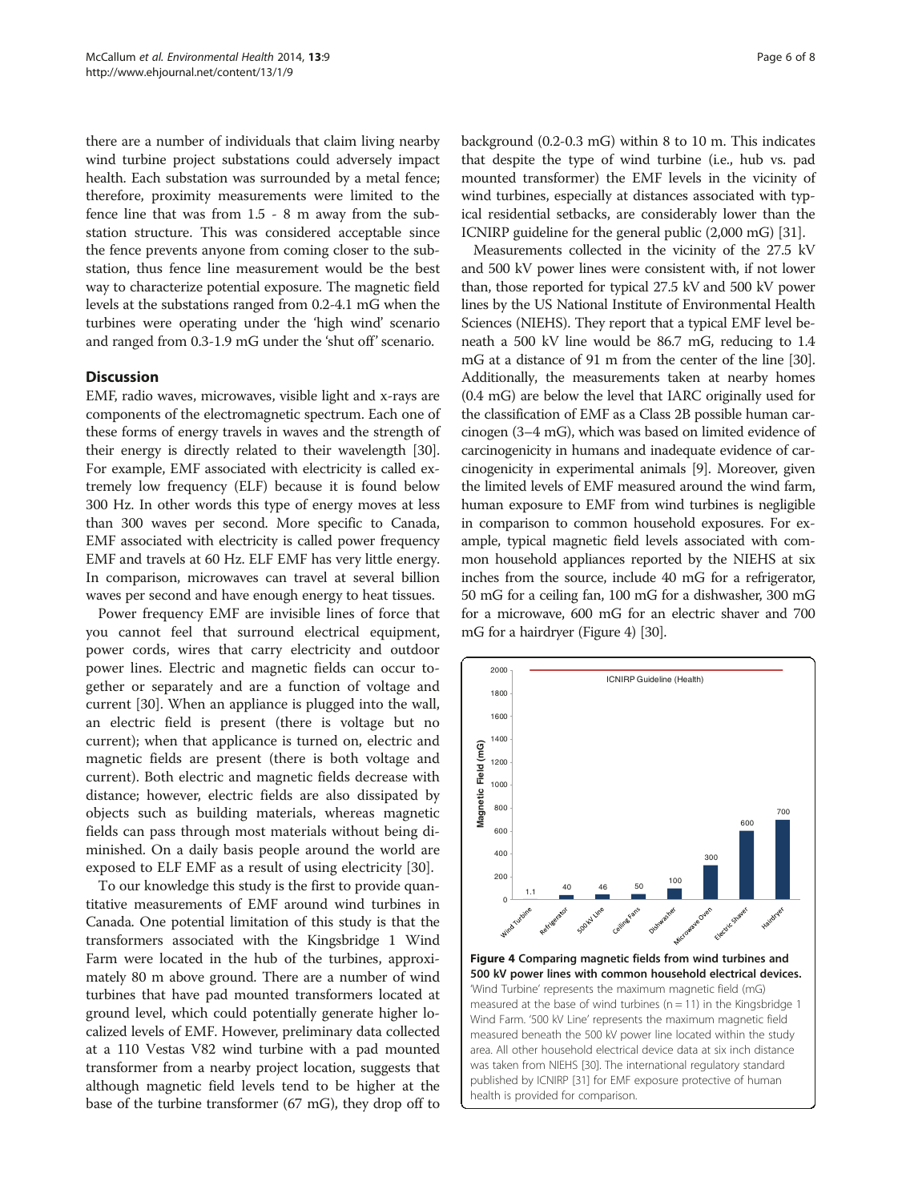there are a number of individuals that claim living nearby wind turbine project substations could adversely impact health. Each substation was surrounded by a metal fence; therefore, proximity measurements were limited to the fence line that was from 1.5 - 8 m away from the substation structure. This was considered acceptable since the fence prevents anyone from coming closer to the substation, thus fence line measurement would be the best way to characterize potential exposure. The magnetic field levels at the substations ranged from 0.2-4.1 mG when the turbines were operating under the 'high wind' scenario and ranged from 0.3-1.9 mG under the 'shut off' scenario.

## Discussion

EMF, radio waves, microwaves, visible light and x-rays are components of the electromagnetic spectrum. Each one of these forms of energy travels in waves and the strength of their energy is directly related to their wavelength [30]. For example, EMF associated with electricity is called extremely low frequency (ELF) because it is found below 300 Hz. In other words this type of energy moves at less than 300 waves per second. More specific to Canada, EMF associated with electricity is called power frequency EMF and travels at 60 Hz. ELF EMF has very little energy. In comparison, microwaves can travel at several billion waves per second and have enough energy to heat tissues.

Power frequency EMF are invisible lines of force that you cannot feel that surround electrical equipment, power cords, wires that carry electricity and outdoor power lines. Electric and magnetic fields can occur together or separately and are a function of voltage and current [30]. When an appliance is plugged into the wall, an electric field is present (there is voltage but no current); when that applicance is turned on, electric and magnetic fields are present (there is both voltage and current). Both electric and magnetic fields decrease with distance; however, electric fields are also dissipated by objects such as building materials, whereas magnetic fields can pass through most materials without being diminished. On a daily basis people around the world are exposed to ELF EMF as a result of using electricity [30].

To our knowledge this study is the first to provide quantitative measurements of EMF around wind turbines in Canada. One potential limitation of this study is that the transformers associated with the Kingsbridge 1 Wind Farm were located in the hub of the turbines, approximately 80 m above ground. There are a number of wind turbines that have pad mounted transformers located at ground level, which could potentially generate higher localized levels of EMF. However, preliminary data collected at a 110 Vestas V82 wind turbine with a pad mounted transformer from a nearby project location, suggests that although magnetic field levels tend to be higher at the base of the turbine transformer (67 mG), they drop off to background (0.2-0.3 mG) within 8 to 10 m. This indicates that despite the type of wind turbine (i.e., hub vs. pad mounted transformer) the EMF levels in the vicinity of wind turbines, especially at distances associated with typical residential setbacks, are considerably lower than the ICNIRP guideline for the general public (2,000 mG) [31].

Measurements collected in the vicinity of the 27.5 kV and 500 kV power lines were consistent with, if not lower than, those reported for typical 27.5 kV and 500 kV power lines by the US National Institute of Environmental Health Sciences (NIEHS). They report that a typical EMF level beneath a 500 kV line would be 86.7 mG, reducing to 1.4 mG at a distance of 91 m from the center of the line [30]. Additionally, the measurements taken at nearby homes (0.4 mG) are below the level that IARC originally used for the classification of EMF as a Class 2B possible human carcinogen (3–4 mG), which was based on limited evidence of carcinogenicity in humans and inadequate evidence of carcinogenicity in experimental animals [9]. Moreover, given the limited levels of EMF measured around the wind farm, human exposure to EMF from wind turbines is negligible in comparison to common household exposures. For example, typical magnetic field levels associated with common household appliances reported by the NIEHS at six inches from the source, include 40 mG for a refrigerator, 50 mG for a ceiling fan, 100 mG for a dishwasher, 300 mG for a microwave, 600 mG for an electric shaver and 700 mG for a hairdryer (Figure 4) [30].

**Figure 4 Comparing magnetic fields from wind turbines and 500 kV power lines with common household electrical devices.** 'Wind Turbine' represents the maximum magnetic field (mG) measured at the base of wind turbines (n = 11) in the Kingsbridge 1 Wind Farm. '500 kV Line' represents the maximum magnetic field measured beneath the 500 kV power line located within the study area. All other household electrical device data at six inch distance was taken from NIEHS [30]. The international regulatory standard published by ICNIRP [31] for EMF exposure protective of human health is provided for comparison.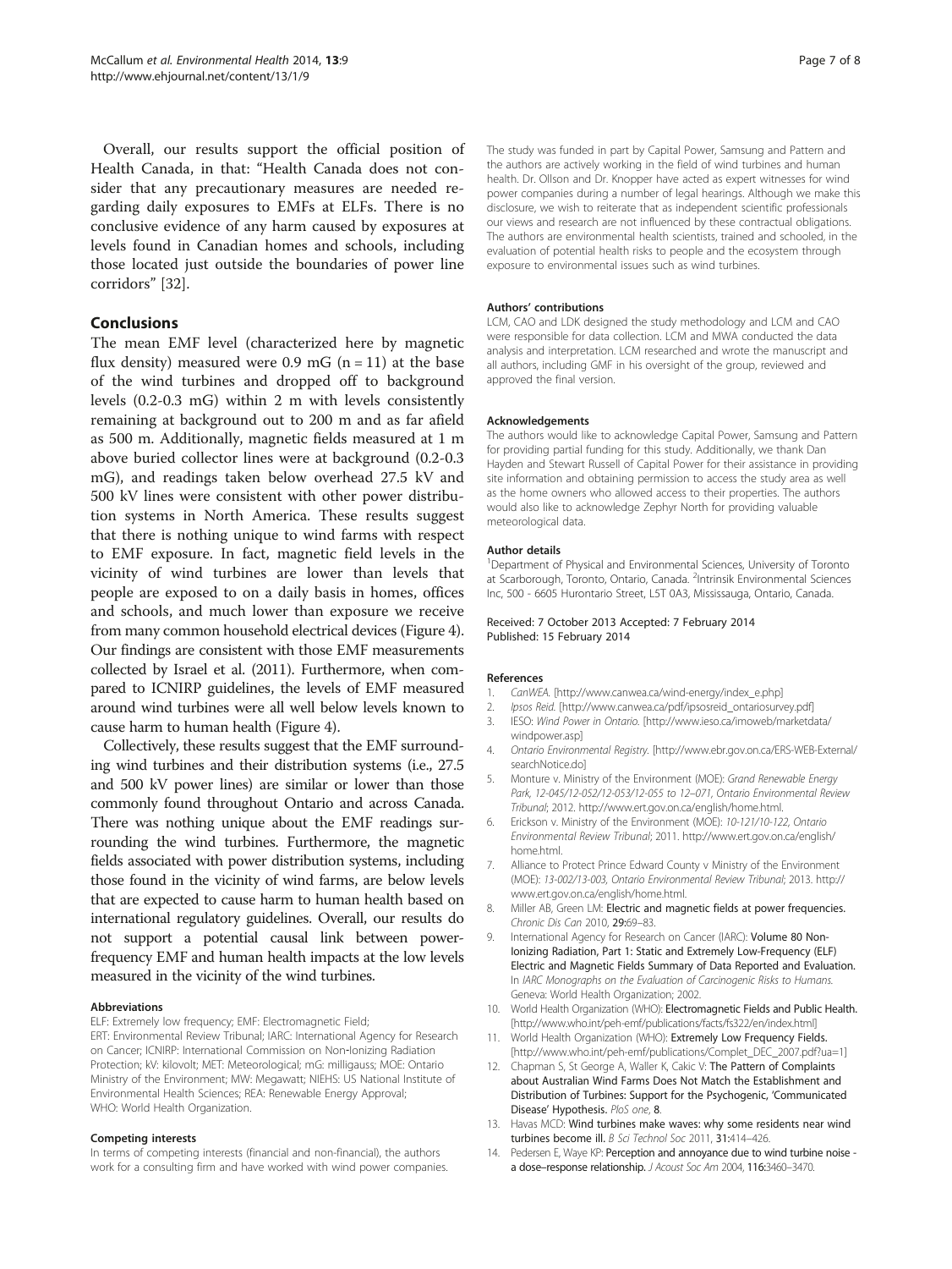Overall, our results support the official position of Health Canada, in that: "Health Canada does not consider that any precautionary measures are needed regarding daily exposures to EMFs at ELFs. There is no conclusive evidence of any harm caused by exposures at levels found in Canadian homes and schools, including those located just outside the boundaries of power line corridors" [32].

## Conclusions

The mean EMF level (characterized here by magnetic flux density) measured were 0.9 mG (n = 11) at the base of the wind turbines and dropped off to background levels (0.2-0.3 mG) within 2 m with levels consistently remaining at background out to 200 m and as far afield as 500 m. Additionally, magnetic fields measured at 1 m above buried collector lines were at background (0.2-0.3 mG), and readings taken below overhead 27.5 kV and 500 kV lines were consistent with other power distribution systems in North America. These results suggest that there is nothing unique to wind farms with respect to EMF exposure. In fact, magnetic field levels in the vicinity of wind turbines are lower than levels that people are exposed to on a daily basis in homes, offices and schools, and much lower than exposure we receive from many common household electrical devices (Figure 4). Our findings are consistent with those EMF measurements collected by Israel et al. (2011). Furthermore, when compared to ICNIRP guidelines, the levels of EMF measured around wind turbines were all well below levels known to cause harm to human health (Figure 4).

Collectively, these results suggest that the EMF surrounding wind turbines and their distribution systems (i.e., 27.5 and 500 kV power lines) are similar or lower than those commonly found throughout Ontario and across Canada. There was nothing unique about the EMF readings surrounding the wind turbines. Furthermore, the magnetic fields associated with power distribution systems, including those found in the vicinity of wind farms, are below levels that are expected to cause harm to human health based on international regulatory guidelines. Overall, our results do not support a potential causal link between power-frequency EMF and human health impacts at the low levels measured in the vicinity of the wind turbines.

#### Abbreviations

ELF: Extremely low frequency; EMF: Electromagnetic Field; ERT: Environmental Review Tribunal; IARC: International Agency for Research on Cancer; ICNIRP: International Commission on Non-Ionizing Radiation Protection; kV: kilovolt; MET: Meteorological; mG: milligauss; MOE: Ontario Ministry of the Environment; MW: Megawatt; NIEHS: US National Institute of Environmental Health Sciences; REA: Renewable Energy Approval; WHO: World Health Organization.

#### Competing interests

In terms of competing interests (financial and non-financial), the authors work for a consulting firm and have worked with wind power companies. The study was funded in part by Capital Power, Samsung and Pattern and the authors are actively working in the field of wind turbines and human health. Dr. Ollson and Dr. Knopper have acted as expert witnesses for wind power companies during a number of legal hearings. Although we make this disclosure, we wish to reiterate that as independent scientific professionals our views and research are not influenced by these contractual obligations. The authors are environmental health scientists, trained and schooled, in the evaluation of potential health risks to people and the ecosystem through exposure to environmental issues such as wind turbines.

#### Authors' contributions

LCM, CAO and LDK designed the study methodology and LCM and CAO were responsible for data collection. LCM and MWA conducted the data analysis and interpretation. LCM researched and wrote the manuscript and all authors, including GMF in his oversight of the group, reviewed and approved the final version.

#### Acknowledgements

The authors would like to acknowledge Capital Power, Samsung and Pattern for providing partial funding for this study. Additionally, we thank Dan Hayden and Stewart Russell of Capital Power for their assistance in providing site information and obtaining permission to access the study area as well as the home owners who allowed access to their properties. The authors would also like to acknowledge Zephyr North for providing valuable meteorological data.

#### Author details

[1]Department of Physical and Environmental Sciences, University of Toronto at Scarborough, Toronto, Ontario, Canada. [2]Intrinsik Environmental Sciences Inc, 500 - 6605 Hurontario Street, L5T 0A3, Mississauga, Ontario, Canada.

Received: 7 October 2013 Accepted: 7 February 2014
Published: 15 February 2014

#### References

1. *CanWEA*. [http://www.canwea.ca/wind-energy/index_e.php]
2. *Ipsos Reid*. [http://www.canwea.ca/pdf/ipsosreid_ontariosurvey.pdf]
3. IESO: *Wind Power in Ontario*. [http://www.ieso.ca/imoweb/marketdata/windpower.asp]
4. *Ontario Environmental Registry*. [http://www.ebr.gov.on.ca/ERS-WEB-External/searchNotice.do]
5. Monture v. Ministry of the Environment (MOE): *Grand Renewable Energy Park, 12-045/12-052/12-053/12-055 to 12–071, Ontario Environmental Review Tribunal*; 2012. http://www.ert.gov.on.ca/english/home.html.
6. Erickson v. Ministry of the Environment (MOE): *10-121/10-122, Ontario Environmental Review Tribunal*; 2011. http://www.ert.gov.on.ca/english/home.html.
7. Alliance to Protect Prince Edward County v Ministry of the Environment (MOE): *13-002/13-003, Ontario Environmental Review Tribunal*; 2013. http://www.ert.gov.on.ca/english/home.html.
8. Miller AB, Green LM: **Electric and magnetic fields at power frequencies.** *Chronic Dis Can* 2010, **29:**69–83.
9. International Agency for Research on Cancer (IARC): **Volume 80 Non-Ionizing Radiation, Part 1: Static and Extremely Low-Frequency (ELF) Electric and Magnetic Fields Summary of Data Reported and Evaluation.** In *IARC Monographs on the Evaluation of Carcinogenic Risks to Humans*. Geneva: World Health Organization; 2002.
10. World Health Organization (WHO): **Electromagnetic Fields and Public Health.** [http://www.who.int/peh-emf/publications/facts/fs322/en/index.html]
11. World Health Organization (WHO): **Extremely Low Frequency Fields.** [http://www.who.int/peh-emf/publications/Complet_DEC_2007.pdf?ua=1]
12. Chapman S, St George A, Waller K, Cakic V: **The Pattern of Complaints about Australian Wind Farms Does Not Match the Establishment and Distribution of Turbines: Support for the Psychogenic, 'Communicated Disease' Hypothesis.** *PloS one*, **8**.
13. Havas MCD: **Wind turbines make waves: why some residents near wind turbines become ill.** *B Sci Technol Soc* 2011, **31:**414–426.
14. Pedersen E, Waye KP: **Perception and annoyance due to wind turbine noise - a dose–response relationship.** *J Acoust Soc Am* 2004, **116:**3460–3470.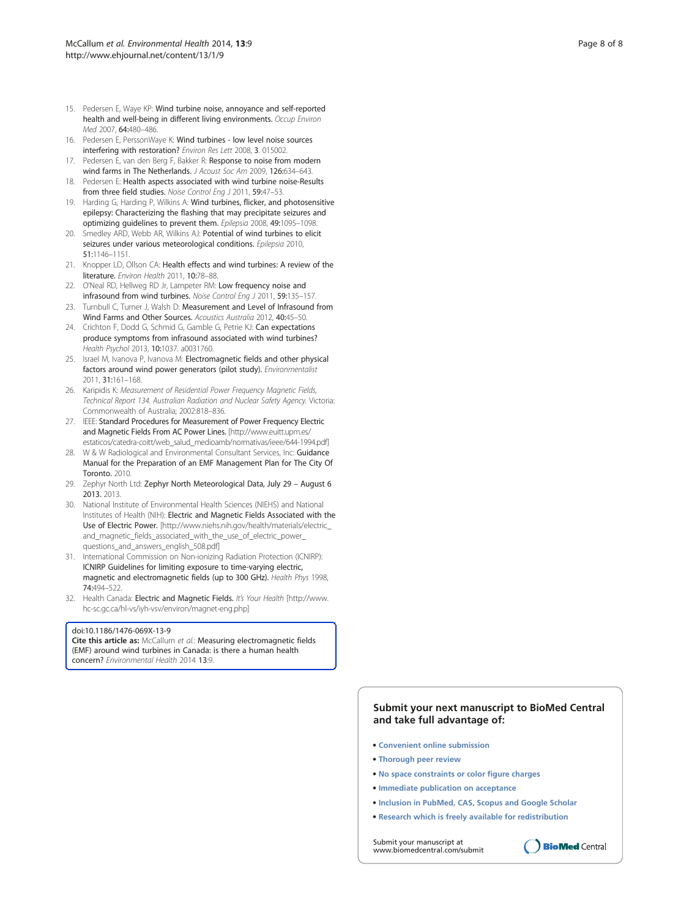15. Pedersen E, Waye KP: **Wind turbine noise, annoyance and self-reported health and well-being in different living environments.** *Occup Environ Med* 2007, **64:**480–486.
16. Pedersen E, PerssonWaye K: **Wind turbines - low level noise sources interfering with restoration?** *Environ Res Lett* 2008, **3**. 015002.
17. Pedersen E, van den Berg F, Bakker R: **Response to noise from modern wind farms in The Netherlands.** *J Acoust Soc Am* 2009, **126:**634–643.
18. Pedersen E: **Health aspects associated with wind turbine noise-Results from three field studies.** *Noise Control Eng J* 2011, **59:**47–53.
19. Harding G, Harding P, Wilkins A: **Wind turbines, flicker, and photosensitive epilepsy: Characterizing the flashing that may precipitate seizures and optimizing guidelines to prevent them.** *Epilepsia* 2008, **49:**1095–1098.
20. Smedley ARD, Webb AR, Wilkins AJ: **Potential of wind turbines to elicit seizures under various meteorological conditions.** *Epilepsia* 2010, **51:**1146–1151.
21. Knopper LD, Ollson CA: **Health effects and wind turbines: A review of the literature.** *Environ Health* 2011, **10:**78–88.
22. O'Neal RD, Hellweg RD Jr, Lampeter RM: **Low frequency noise and infrasound from wind turbines.** *Noise Control Eng J* 2011, **59:**135–157.
23. Turnbull C, Turner J, Walsh D: **Measurement and Level of Infrasound from Wind Farms and Other Sources.** *Acoustics Australia* 2012, **40:**45–50.
24. Crichton F, Dodd G, Schmid G, Gamble G, Petrie KJ: **Can expectations produce symptoms from infrasound associated with wind turbines?** *Health Psychol* 2013, **10:**1037. a0031760.
25. Israel M, Ivanova P, Ivanova M: **Electromagnetic fields and other physical factors around wind power generators (pilot study).** *Environmentalist* 2011, **31:**161–168.
26. Karipidis K: *Measurement of Residential Power Frequency Magnetic Fields, Technical Report 134. Australian Radiation and Nuclear Safety Agency.* Victoria: Commonwealth of Australia; 2002:818–836.
27. IEEE: **Standard Procedures for Measurement of Power Frequency Electric and Magnetic Fields From AC Power Lines.** [http://www.euitt.upm.es/estaticos/catedra-coitt/web_salud_medioamb/normativas/ieee/644-1994.pdf]
28. W & W Radiological and Environmental Consultant Services, Inc: **Guidance Manual for the Preparation of an EMF Management Plan for The City Of Toronto.** 2010.
29. Zephyr North Ltd: **Zephyr North Meteorological Data, July 29 – August 6 2013.** 2013.
30. National Institute of Environmental Health Sciences (NIEHS) and National Institutes of Health (NIH): **Electric and Magnetic Fields Associated with the Use of Electric Power.** [http://www.niehs.nih.gov/health/materials/electric_and_magnetic_fields_associated_with_the_use_of_electric_power_questions_and_answers_english_508.pdf]
31. International Commission on Non-ionizing Radiation Protection (ICNIRP): **ICNIRP Guidelines for limiting exposure to time-varying electric, magnetic and electromagnetic fields (up to 300 GHz).** *Health Phys* 1998, **74:**494–522.
32. Health Canada: **Electric and Magnetic Fields.** *It's Your Health* [http://www.hc-sc.gc.ca/hl-vs/iyh-vsv/environ/magnet-eng.php]

doi:10.1186/1476-069X-13-9

**Cite this article as:** McCallum *et al.*: Measuring electromagnetic fields (EMF) around wind turbines in Canada: is there a human health concern? *Environmental Health* 2014 **13**:9.

**Submit your next manuscript to BioMed Central and take full advantage of:**

- **Convenient online submission**
- **Thorough peer review**
- **No space constraints or color figure charges**
- **Immediate publication on acceptance**
- **Inclusion in PubMed, CAS, Scopus and Google Scholar**
- **Research which is freely available for redistribution**

Submit your manuscript at www.biomedcentral.com/submit

BioMed Central